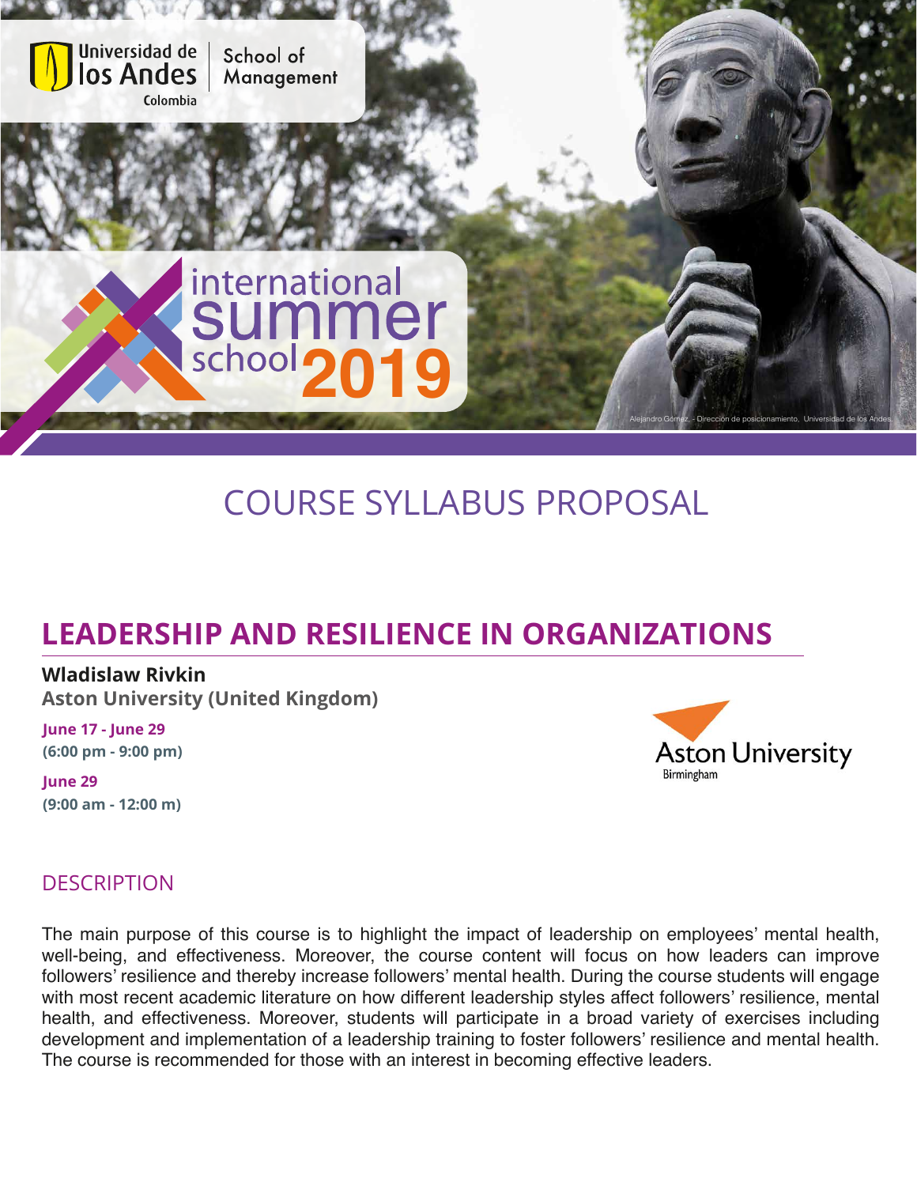Universidad de los Andes Colombia | School of Management

international summer school 2019

# COURSE SYLLABUS PROPOSAL

## LEADERSHIP AND RESILIENCE IN ORGANIZATIONS

**Wladislaw Rivkin**
**Aston University (United Kingdom)**

**June 17 - June 29**
**(6:00 pm - 9:00 pm)**

**June 29**
**(9:00 am - 12:00 m)**

Aston University
Birmingham

### DESCRIPTION

The main purpose of this course is to highlight the impact of leadership on employees' mental health, well-being, and effectiveness. Moreover, the course content will focus on how leaders can improve followers' resilience and thereby increase followers' mental health. During the course students will engage with most recent academic literature on how different leadership styles affect followers' resilience, mental health, and effectiveness. Moreover, students will participate in a broad variety of exercises including development and implementation of a leadership training to foster followers' resilience and mental health. The course is recommended for those with an interest in becoming effective leaders.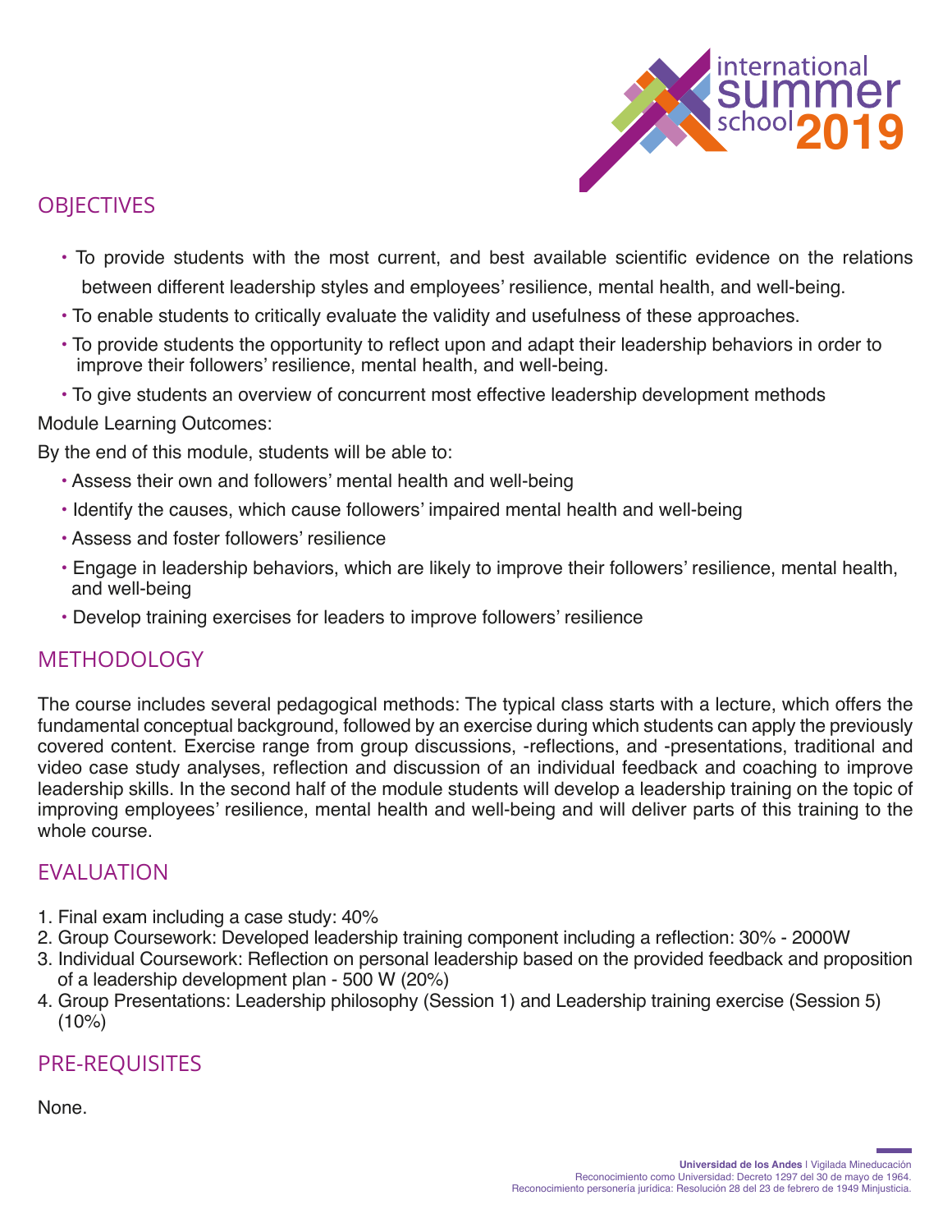## OBJECTIVES

- To provide students with the most current, and best available scientific evidence on the relations between different leadership styles and employees' resilience, mental health, and well-being.
- To enable students to critically evaluate the validity and usefulness of these approaches.
- To provide students the opportunity to reflect upon and adapt their leadership behaviors in order to improve their followers' resilience, mental health, and well-being.
- To give students an overview of concurrent most effective leadership development methods

Module Learning Outcomes:

By the end of this module, students will be able to:

- Assess their own and followers' mental health and well-being
- Identify the causes, which cause followers' impaired mental health and well-being
- Assess and foster followers' resilience
- Engage in leadership behaviors, which are likely to improve their followers' resilience, mental health, and well-being
- Develop training exercises for leaders to improve followers' resilience

## METHODOLOGY

The course includes several pedagogical methods: The typical class starts with a lecture, which offers the fundamental conceptual background, followed by an exercise during which students can apply the previously covered content. Exercise range from group discussions, -reflections, and -presentations, traditional and video case study analyses, reflection and discussion of an individual feedback and coaching to improve leadership skills. In the second half of the module students will develop a leadership training on the topic of improving employees' resilience, mental health and well-being and will deliver parts of this training to the whole course.

## EVALUATION

1. Final exam including a case study: 40%
2. Group Coursework: Developed leadership training component including a reflection: 30% - 2000W
3. Individual Coursework: Reflection on personal leadership based on the provided feedback and proposition of a leadership development plan - 500 W (20%)
4. Group Presentations: Leadership philosophy (Session 1) and Leadership training exercise (Session 5) (10%)

## PRE-REQUISITES

None.